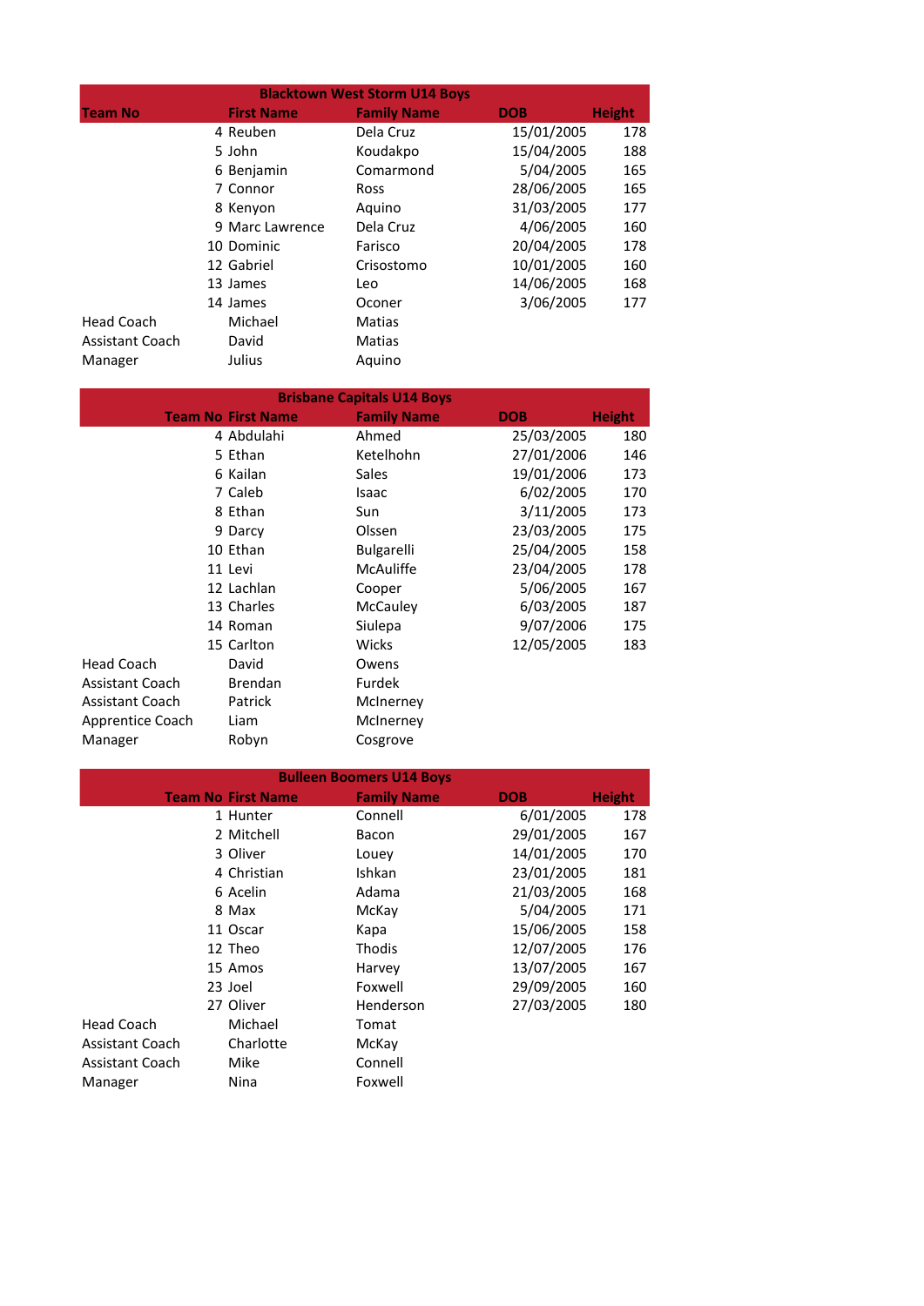## Blacktown West Storm U14 Boys

| Team No | First Name | Family Name | DOB | Height |
|---|---|---|---|---|
| 4 | Reuben | Dela Cruz | 15/01/2005 | 178 |
| 5 | John | Koudakpo | 15/04/2005 | 188 |
| 6 | Benjamin | Comarmond | 5/04/2005 | 165 |
| 7 | Connor | Ross | 28/06/2005 | 165 |
| 8 | Kenyon | Aquino | 31/03/2005 | 177 |
| 9 | Marc Lawrence | Dela Cruz | 4/06/2005 | 160 |
| 10 | Dominic | Farisco | 20/04/2005 | 178 |
| 12 | Gabriel | Crisostomo | 10/01/2005 | 160 |
| 13 | James | Leo | 14/06/2005 | 168 |
| 14 | James | Oconer | 3/06/2005 | 177 |
| Head Coach | Michael | Matias | | |
| Assistant Coach | David | Matias | | |
| Manager | Julius | Aquino | | |

## Brisbane Capitals U14 Boys

| Team No | First Name | Family Name | DOB | Height |
|---|---|---|---|---|
| 4 | Abdulahi | Ahmed | 25/03/2005 | 180 |
| 5 | Ethan | Ketelhohn | 27/01/2006 | 146 |
| 6 | Kailan | Sales | 19/01/2006 | 173 |
| 7 | Caleb | Isaac | 6/02/2005 | 170 |
| 8 | Ethan | Sun | 3/11/2005 | 173 |
| 9 | Darcy | Olssen | 23/03/2005 | 175 |
| 10 | Ethan | Bulgarelli | 25/04/2005 | 158 |
| 11 | Levi | McAuliffe | 23/04/2005 | 178 |
| 12 | Lachlan | Cooper | 5/06/2005 | 167 |
| 13 | Charles | McCauley | 6/03/2005 | 187 |
| 14 | Roman | Siulepa | 9/07/2006 | 175 |
| 15 | Carlton | Wicks | 12/05/2005 | 183 |
| Head Coach | David | Owens | | |
| Assistant Coach | Brendan | Furdek | | |
| Assistant Coach | Patrick | McInerney | | |
| Apprentice Coach | Liam | McInerney | | |
| Manager | Robyn | Cosgrove | | |

## Bulleen Boomers U14 Boys

| Team No | First Name | Family Name | DOB | Height |
|---|---|---|---|---|
| 1 | Hunter | Connell | 6/01/2005 | 178 |
| 2 | Mitchell | Bacon | 29/01/2005 | 167 |
| 3 | Oliver | Louey | 14/01/2005 | 170 |
| 4 | Christian | Ishkan | 23/01/2005 | 181 |
| 6 | Acelin | Adama | 21/03/2005 | 168 |
| 8 | Max | McKay | 5/04/2005 | 171 |
| 11 | Oscar | Kapa | 15/06/2005 | 158 |
| 12 | Theo | Thodis | 12/07/2005 | 176 |
| 15 | Amos | Harvey | 13/07/2005 | 167 |
| 23 | Joel | Foxwell | 29/09/2005 | 160 |
| 27 | Oliver | Henderson | 27/03/2005 | 180 |
| Head Coach | Michael | Tomat | | |
| Assistant Coach | Charlotte | McKay | | |
| Assistant Coach | Mike | Connell | | |
| Manager | Nina | Foxwell | | |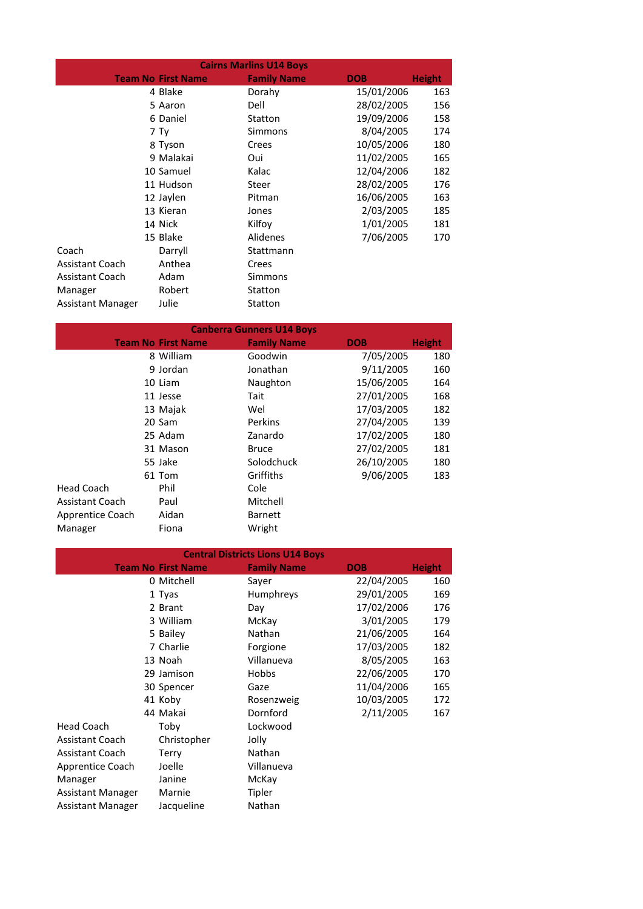## Cairns Marlins U14 Boys

| | Team No | First Name | Family Name | DOB | Height |
|---|---|---|---|---|---|
| | 4 | Blake | Dorahy | 15/01/2006 | 163 |
| | 5 | Aaron | Dell | 28/02/2005 | 156 |
| | 6 | Daniel | Statton | 19/09/2006 | 158 |
| | 7 | Ty | Simmons | 8/04/2005 | 174 |
| | 8 | Tyson | Crees | 10/05/2006 | 180 |
| | 9 | Malakai | Oui | 11/02/2005 | 165 |
| | 10 | Samuel | Kalac | 12/04/2006 | 182 |
| | 11 | Hudson | Steer | 28/02/2005 | 176 |
| | 12 | Jaylen | Pitman | 16/06/2005 | 163 |
| | 13 | Kieran | Jones | 2/03/2005 | 185 |
| | 14 | Nick | Kilfoy | 1/01/2005 | 181 |
| | 15 | Blake | Alidenes | 7/06/2005 | 170 |
| Coach | | Darryll | Stattmann | | |
| Assistant Coach | | Anthea | Crees | | |
| Assistant Coach | | Adam | Simmons | | |
| Manager | | Robert | Statton | | |
| Assistant Manager | | Julie | Statton | | |

## Canberra Gunners U14 Boys

| | Team No | First Name | Family Name | DOB | Height |
|---|---|---|---|---|---|
| | 8 | William | Goodwin | 7/05/2005 | 180 |
| | 9 | Jordan | Jonathan | 9/11/2005 | 160 |
| | 10 | Liam | Naughton | 15/06/2005 | 164 |
| | 11 | Jesse | Tait | 27/01/2005 | 168 |
| | 13 | Majak | Wel | 17/03/2005 | 182 |
| | 20 | Sam | Perkins | 27/04/2005 | 139 |
| | 25 | Adam | Zanardo | 17/02/2005 | 180 |
| | 31 | Mason | Bruce | 27/02/2005 | 181 |
| | 55 | Jake | Solodchuck | 26/10/2005 | 180 |
| | 61 | Tom | Griffiths | 9/06/2005 | 183 |
| Head Coach | | Phil | Cole | | |
| Assistant Coach | | Paul | Mitchell | | |
| Apprentice Coach | | Aidan | Barnett | | |
| Manager | | Fiona | Wright | | |

## Central Districts Lions U14 Boys

| | Team No | First Name | Family Name | DOB | Height |
|---|---|---|---|---|---|
| | 0 | Mitchell | Sayer | 22/04/2005 | 160 |
| | 1 | Tyas | Humphreys | 29/01/2005 | 169 |
| | 2 | Brant | Day | 17/02/2006 | 176 |
| | 3 | William | McKay | 3/01/2005 | 179 |
| | 5 | Bailey | Nathan | 21/06/2005 | 164 |
| | 7 | Charlie | Forgione | 17/03/2005 | 182 |
| | 13 | Noah | Villanueva | 8/05/2005 | 163 |
| | 29 | Jamison | Hobbs | 22/06/2005 | 170 |
| | 30 | Spencer | Gaze | 11/04/2006 | 165 |
| | 41 | Koby | Rosenzweig | 10/03/2005 | 172 |
| | 44 | Makai | Dornford | 2/11/2005 | 167 |
| Head Coach | | Toby | Lockwood | | |
| Assistant Coach | | Christopher | Jolly | | |
| Assistant Coach | | Terry | Nathan | | |
| Apprentice Coach | | Joelle | Villanueva | | |
| Manager | | Janine | McKay | | |
| Assistant Manager | | Marnie | Tipler | | |
| Assistant Manager | | Jacqueline | Nathan | | |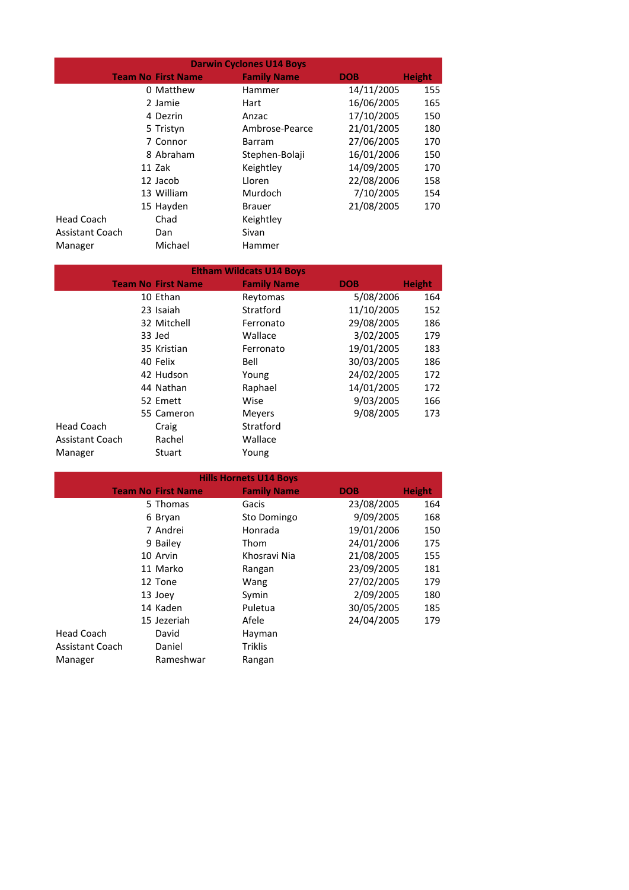| Darwin Cyclones U14 Boys | | | | | |
|---|---|---|---|---|---|
| | Team No | First Name | Family Name | DOB | Height |
| | 0 | Matthew | Hammer | 14/11/2005 | 155 |
| | 2 | Jamie | Hart | 16/06/2005 | 165 |
| | 4 | Dezrin | Anzac | 17/10/2005 | 150 |
| | 5 | Tristyn | Ambrose-Pearce | 21/01/2005 | 180 |
| | 7 | Connor | Barram | 27/06/2005 | 170 |
| | 8 | Abraham | Stephen-Bolaji | 16/01/2006 | 150 |
| | 11 | Zak | Keightley | 14/09/2005 | 170 |
| | 12 | Jacob | Lloren | 22/08/2006 | 158 |
| | 13 | William | Murdoch | 7/10/2005 | 154 |
| | 15 | Hayden | Brauer | 21/08/2005 | 170 |
| Head Coach | | Chad | Keightley | | |
| Assistant Coach | | Dan | Sivan | | |
| Manager | | Michael | Hammer | | |

| Eltham Wildcats U14 Boys | | | | | |
|---|---|---|---|---|---|
| | Team No | First Name | Family Name | DOB | Height |
| | 10 | Ethan | Reytomas | 5/08/2006 | 164 |
| | 23 | Isaiah | Stratford | 11/10/2005 | 152 |
| | 32 | Mitchell | Ferronato | 29/08/2005 | 186 |
| | 33 | Jed | Wallace | 3/02/2005 | 179 |
| | 35 | Kristian | Ferronato | 19/01/2005 | 183 |
| | 40 | Felix | Bell | 30/03/2005 | 186 |
| | 42 | Hudson | Young | 24/02/2005 | 172 |
| | 44 | Nathan | Raphael | 14/01/2005 | 172 |
| | 52 | Emett | Wise | 9/03/2005 | 166 |
| | 55 | Cameron | Meyers | 9/08/2005 | 173 |
| Head Coach | | Craig | Stratford | | |
| Assistant Coach | | Rachel | Wallace | | |
| Manager | | Stuart | Young | | |

| Hills Hornets U14 Boys | | | | | |
|---|---|---|---|---|---|
| | Team No | First Name | Family Name | DOB | Height |
| | 5 | Thomas | Gacis | 23/08/2005 | 164 |
| | 6 | Bryan | Sto Domingo | 9/09/2005 | 168 |
| | 7 | Andrei | Honrada | 19/01/2006 | 150 |
| | 9 | Bailey | Thom | 24/01/2006 | 175 |
| | 10 | Arvin | Khosravi Nia | 21/08/2005 | 155 |
| | 11 | Marko | Rangan | 23/09/2005 | 181 |
| | 12 | Tone | Wang | 27/02/2005 | 179 |
| | 13 | Joey | Symin | 2/09/2005 | 180 |
| | 14 | Kaden | Puletua | 30/05/2005 | 185 |
| | 15 | Jezeriah | Afele | 24/04/2005 | 179 |
| Head Coach | | David | Hayman | | |
| Assistant Coach | | Daniel | Triklis | | |
| Manager | | Rameshwar | Rangan | | |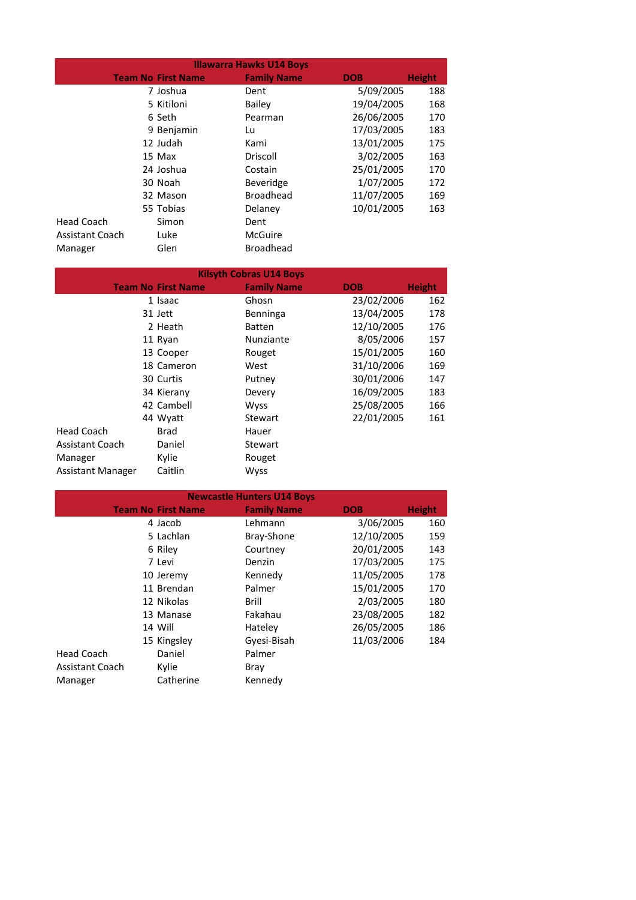| Illawarra Hawks U14 Boys | | | | |
|---|---|---|---|---|
| **Team No** | **First Name** | **Family Name** | **DOB** | **Height** |
| 7 | Joshua | Dent | 5/09/2005 | 188 |
| 5 | Kitiloni | Bailey | 19/04/2005 | 168 |
| 6 | Seth | Pearman | 26/06/2005 | 170 |
| 9 | Benjamin | Lu | 17/03/2005 | 183 |
| 12 | Judah | Kami | 13/01/2005 | 175 |
| 15 | Max | Driscoll | 3/02/2005 | 163 |
| 24 | Joshua | Costain | 25/01/2005 | 170 |
| 30 | Noah | Beveridge | 1/07/2005 | 172 |
| 32 | Mason | Broadhead | 11/07/2005 | 169 |
| 55 | Tobias | Delaney | 10/01/2005 | 163 |
| Head Coach | Simon | Dent | | |
| Assistant Coach | Luke | McGuire | | |
| Manager | Glen | Broadhead | | |

| Kilsyth Cobras U14 Boys | | | | |
|---|---|---|---|---|
| **Team No** | **First Name** | **Family Name** | **DOB** | **Height** |
| 1 | Isaac | Ghosn | 23/02/2006 | 162 |
| 31 | Jett | Benninga | 13/04/2005 | 178 |
| 2 | Heath | Batten | 12/10/2005 | 176 |
| 11 | Ryan | Nunziante | 8/05/2006 | 157 |
| 13 | Cooper | Rouget | 15/01/2005 | 160 |
| 18 | Cameron | West | 31/10/2006 | 169 |
| 30 | Curtis | Putney | 30/01/2006 | 147 |
| 34 | Kierany | Devery | 16/09/2005 | 183 |
| 42 | Cambell | Wyss | 25/08/2005 | 166 |
| 44 | Wyatt | Stewart | 22/01/2005 | 161 |
| Head Coach | Brad | Hauer | | |
| Assistant Coach | Daniel | Stewart | | |
| Manager | Kylie | Rouget | | |
| Assistant Manager | Caitlin | Wyss | | |

| Newcastle Hunters U14 Boys | | | | |
|---|---|---|---|---|
| **Team No** | **First Name** | **Family Name** | **DOB** | **Height** |
| 4 | Jacob | Lehmann | 3/06/2005 | 160 |
| 5 | Lachlan | Bray-Shone | 12/10/2005 | 159 |
| 6 | Riley | Courtney | 20/01/2005 | 143 |
| 7 | Levi | Denzin | 17/03/2005 | 175 |
| 10 | Jeremy | Kennedy | 11/05/2005 | 178 |
| 11 | Brendan | Palmer | 15/01/2005 | 170 |
| 12 | Nikolas | Brill | 2/03/2005 | 180 |
| 13 | Manase | Fakahau | 23/08/2005 | 182 |
| 14 | Will | Hateley | 26/05/2005 | 186 |
| 15 | Kingsley | Gyesi-Bisah | 11/03/2006 | 184 |
| Head Coach | Daniel | Palmer | | |
| Assistant Coach | Kylie | Bray | | |
| Manager | Catherine | Kennedy | | |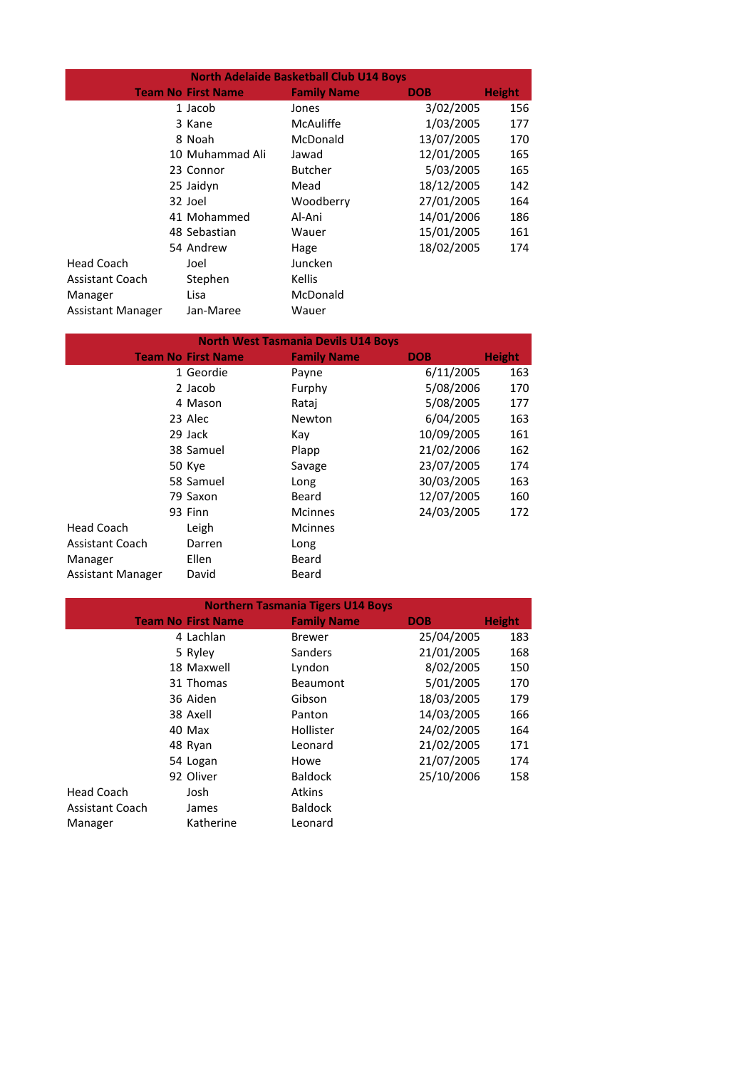| North Adelaide Basketball Club U14 Boys | | | | |
|---|---|---|---|---|
| **Team No** | **First Name** | **Family Name** | **DOB** | **Height** |
| 1 | Jacob | Jones | 3/02/2005 | 156 |
| 3 | Kane | McAuliffe | 1/03/2005 | 177 |
| 8 | Noah | McDonald | 13/07/2005 | 170 |
| 10 | Muhammad Ali | Jawad | 12/01/2005 | 165 |
| 23 | Connor | Butcher | 5/03/2005 | 165 |
| 25 | Jaidyn | Mead | 18/12/2005 | 142 |
| 32 | Joel | Woodberry | 27/01/2005 | 164 |
| 41 | Mohammed | Al-Ani | 14/01/2006 | 186 |
| 48 | Sebastian | Wauer | 15/01/2005 | 161 |
| 54 | Andrew | Hage | 18/02/2005 | 174 |
| Head Coach | Joel | Juncken | | |
| Assistant Coach | Stephen | Kellis | | |
| Manager | Lisa | McDonald | | |
| Assistant Manager | Jan-Maree | Wauer | | |

| North West Tasmania Devils U14 Boys | | | | |
|---|---|---|---|---|
| **Team No** | **First Name** | **Family Name** | **DOB** | **Height** |
| 1 | Geordie | Payne | 6/11/2005 | 163 |
| 2 | Jacob | Furphy | 5/08/2006 | 170 |
| 4 | Mason | Rataj | 5/08/2005 | 177 |
| 23 | Alec | Newton | 6/04/2005 | 163 |
| 29 | Jack | Kay | 10/09/2005 | 161 |
| 38 | Samuel | Plapp | 21/02/2006 | 162 |
| 50 | Kye | Savage | 23/07/2005 | 174 |
| 58 | Samuel | Long | 30/03/2005 | 163 |
| 79 | Saxon | Beard | 12/07/2005 | 160 |
| 93 | Finn | Mcinnes | 24/03/2005 | 172 |
| Head Coach | Leigh | Mcinnes | | |
| Assistant Coach | Darren | Long | | |
| Manager | Ellen | Beard | | |
| Assistant Manager | David | Beard | | |

| Northern Tasmania Tigers U14 Boys | | | | |
|---|---|---|---|---|
| **Team No** | **First Name** | **Family Name** | **DOB** | **Height** |
| 4 | Lachlan | Brewer | 25/04/2005 | 183 |
| 5 | Ryley | Sanders | 21/01/2005 | 168 |
| 18 | Maxwell | Lyndon | 8/02/2005 | 150 |
| 31 | Thomas | Beaumont | 5/01/2005 | 170 |
| 36 | Aiden | Gibson | 18/03/2005 | 179 |
| 38 | Axell | Panton | 14/03/2005 | 166 |
| 40 | Max | Hollister | 24/02/2005 | 164 |
| 48 | Ryan | Leonard | 21/02/2005 | 171 |
| 54 | Logan | Howe | 21/07/2005 | 174 |
| 92 | Oliver | Baldock | 25/10/2006 | 158 |
| Head Coach | Josh | Atkins | | |
| Assistant Coach | James | Baldock | | |
| Manager | Katherine | Leonard | | |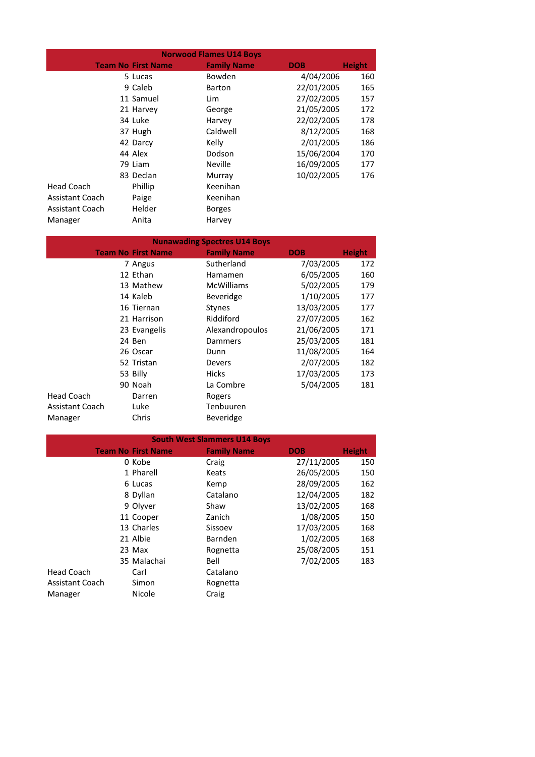| Norwood Flames U14 Boys | | | | | |
|---|---|---|---|---|---|
| | Team No | First Name | Family Name | DOB | Height |
| | 5 | Lucas | Bowden | 4/04/2006 | 160 |
| | 9 | Caleb | Barton | 22/01/2005 | 165 |
| | 11 | Samuel | Lim | 27/02/2005 | 157 |
| | 21 | Harvey | George | 21/05/2005 | 172 |
| | 34 | Luke | Harvey | 22/02/2005 | 178 |
| | 37 | Hugh | Caldwell | 8/12/2005 | 168 |
| | 42 | Darcy | Kelly | 2/01/2005 | 186 |
| | 44 | Alex | Dodson | 15/06/2004 | 170 |
| | 79 | Liam | Neville | 16/09/2005 | 177 |
| | 83 | Declan | Murray | 10/02/2005 | 176 |
| Head Coach | | Phillip | Keenihan | | |
| Assistant Coach | | Paige | Keenihan | | |
| Assistant Coach | | Helder | Borges | | |
| Manager | | Anita | Harvey | | |

| Nunawading Spectres U14 Boys | | | | | |
|---|---|---|---|---|---|
| | Team No | First Name | Family Name | DOB | Height |
| | 7 | Angus | Sutherland | 7/03/2005 | 172 |
| | 12 | Ethan | Hamamen | 6/05/2005 | 160 |
| | 13 | Mathew | McWilliams | 5/02/2005 | 179 |
| | 14 | Kaleb | Beveridge | 1/10/2005 | 177 |
| | 16 | Tiernan | Stynes | 13/03/2005 | 177 |
| | 21 | Harrison | Riddiford | 27/07/2005 | 162 |
| | 23 | Evangelis | Alexandropoulos | 21/06/2005 | 171 |
| | 24 | Ben | Dammers | 25/03/2005 | 181 |
| | 26 | Oscar | Dunn | 11/08/2005 | 164 |
| | 52 | Tristan | Devers | 2/07/2005 | 182 |
| | 53 | Billy | Hicks | 17/03/2005 | 173 |
| | 90 | Noah | La Combre | 5/04/2005 | 181 |
| Head Coach | | Darren | Rogers | | |
| Assistant Coach | | Luke | Tenbuuren | | |
| Manager | | Chris | Beveridge | | |

| South West Slammers U14 Boys | | | | | |
|---|---|---|---|---|---|
| | Team No | First Name | Family Name | DOB | Height |
| | 0 | Kobe | Craig | 27/11/2005 | 150 |
| | 1 | Pharell | Keats | 26/05/2005 | 150 |
| | 6 | Lucas | Kemp | 28/09/2005 | 162 |
| | 8 | Dyllan | Catalano | 12/04/2005 | 182 |
| | 9 | Olyver | Shaw | 13/02/2005 | 168 |
| | 11 | Cooper | Zanich | 1/08/2005 | 150 |
| | 13 | Charles | Sissoev | 17/03/2005 | 168 |
| | 21 | Albie | Barnden | 1/02/2005 | 168 |
| | 23 | Max | Rognetta | 25/08/2005 | 151 |
| | 35 | Malachai | Bell | 7/02/2005 | 183 |
| Head Coach | | Carl | Catalano | | |
| Assistant Coach | | Simon | Rognetta | | |
| Manager | | Nicole | Craig | | |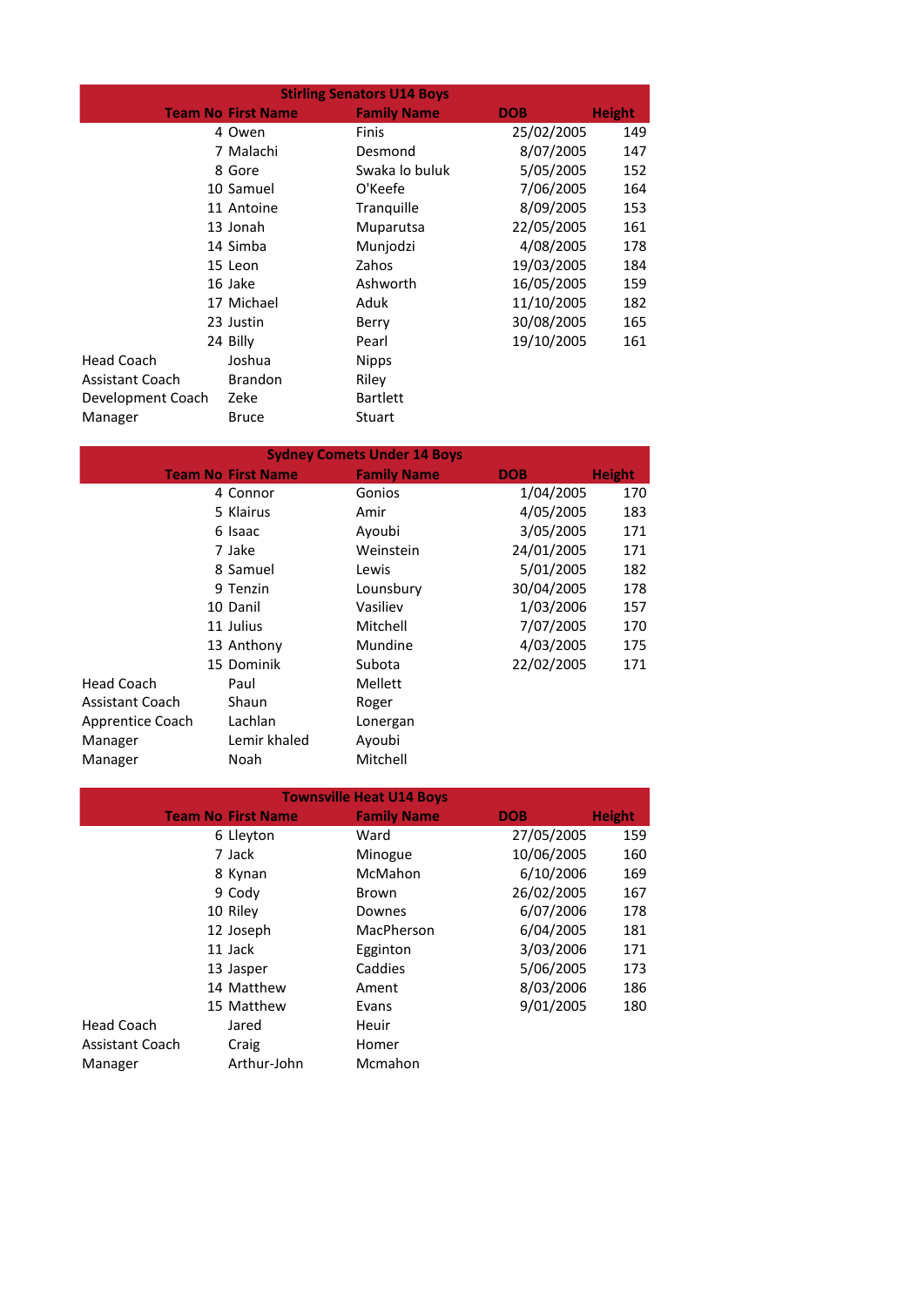| Stirling Senators U14 Boys | | | | |
|---|---|---|---|---|
| **Team No** | **First Name** | **Family Name** | **DOB** | **Height** |
| 4 | Owen | Finis | 25/02/2005 | 149 |
| 7 | Malachi | Desmond | 8/07/2005 | 147 |
| 8 | Gore | Swaka lo buluk | 5/05/2005 | 152 |
| 10 | Samuel | O'Keefe | 7/06/2005 | 164 |
| 11 | Antoine | Tranquille | 8/09/2005 | 153 |
| 13 | Jonah | Muparutsa | 22/05/2005 | 161 |
| 14 | Simba | Munjodzi | 4/08/2005 | 178 |
| 15 | Leon | Zahos | 19/03/2005 | 184 |
| 16 | Jake | Ashworth | 16/05/2005 | 159 |
| 17 | Michael | Aduk | 11/10/2005 | 182 |
| 23 | Justin | Berry | 30/08/2005 | 165 |
| 24 | Billy | Pearl | 19/10/2005 | 161 |
| Head Coach | Joshua | Nipps | | |
| Assistant Coach | Brandon | Riley | | |
| Development Coach | Zeke | Bartlett | | |
| Manager | Bruce | Stuart | | |

| Sydney Comets Under 14 Boys | | | | |
|---|---|---|---|---|
| **Team No** | **First Name** | **Family Name** | **DOB** | **Height** |
| 4 | Connor | Gonios | 1/04/2005 | 170 |
| 5 | Klairus | Amir | 4/05/2005 | 183 |
| 6 | Isaac | Ayoubi | 3/05/2005 | 171 |
| 7 | Jake | Weinstein | 24/01/2005 | 171 |
| 8 | Samuel | Lewis | 5/01/2005 | 182 |
| 9 | Tenzin | Lounsbury | 30/04/2005 | 178 |
| 10 | Danil | Vasiliev | 1/03/2006 | 157 |
| 11 | Julius | Mitchell | 7/07/2005 | 170 |
| 13 | Anthony | Mundine | 4/03/2005 | 175 |
| 15 | Dominik | Subota | 22/02/2005 | 171 |
| Head Coach | Paul | Mellett | | |
| Assistant Coach | Shaun | Roger | | |
| Apprentice Coach | Lachlan | Lonergan | | |
| Manager | Lemir khaled | Ayoubi | | |
| Manager | Noah | Mitchell | | |

| Townsville Heat U14 Boys | | | | |
|---|---|---|---|---|
| **Team No** | **First Name** | **Family Name** | **DOB** | **Height** |
| 6 | Lleyton | Ward | 27/05/2005 | 159 |
| 7 | Jack | Minogue | 10/06/2005 | 160 |
| 8 | Kynan | McMahon | 6/10/2006 | 169 |
| 9 | Cody | Brown | 26/02/2005 | 167 |
| 10 | Riley | Downes | 6/07/2006 | 178 |
| 12 | Joseph | MacPherson | 6/04/2005 | 181 |
| 11 | Jack | Egginton | 3/03/2006 | 171 |
| 13 | Jasper | Caddies | 5/06/2005 | 173 |
| 14 | Matthew | Ament | 8/03/2006 | 186 |
| 15 | Matthew | Evans | 9/01/2005 | 180 |
| Head Coach | Jared | Heuir | | |
| Assistant Coach | Craig | Homer | | |
| Manager | Arthur-John | Mcmahon | | |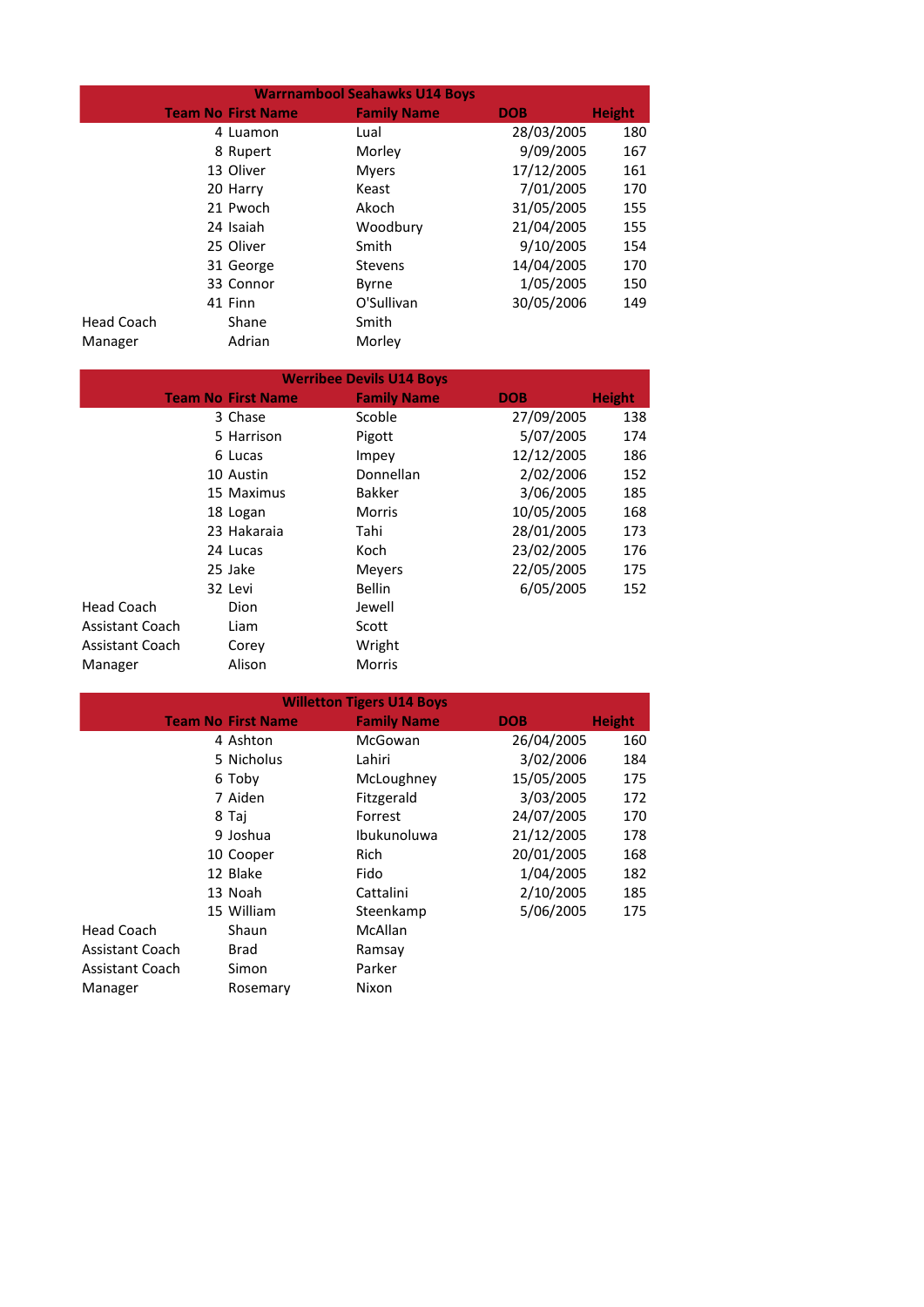| Warrnambool Seahawks U14 Boys | | | | | |
|---|---|---|---|---|---|
| | Team No | First Name | Family Name | DOB | Height |
| | 4 | Luamon | Lual | 28/03/2005 | 180 |
| | 8 | Rupert | Morley | 9/09/2005 | 167 |
| | 13 | Oliver | Myers | 17/12/2005 | 161 |
| | 20 | Harry | Keast | 7/01/2005 | 170 |
| | 21 | Pwoch | Akoch | 31/05/2005 | 155 |
| | 24 | Isaiah | Woodbury | 21/04/2005 | 155 |
| | 25 | Oliver | Smith | 9/10/2005 | 154 |
| | 31 | George | Stevens | 14/04/2005 | 170 |
| | 33 | Connor | Byrne | 1/05/2005 | 150 |
| | 41 | Finn | O'Sullivan | 30/05/2006 | 149 |
| Head Coach | | Shane | Smith | | |
| Manager | | Adrian | Morley | | |

| Werribee Devils U14 Boys | | | | | |
|---|---|---|---|---|---|
| | Team No | First Name | Family Name | DOB | Height |
| | 3 | Chase | Scoble | 27/09/2005 | 138 |
| | 5 | Harrison | Pigott | 5/07/2005 | 174 |
| | 6 | Lucas | Impey | 12/12/2005 | 186 |
| | 10 | Austin | Donnellan | 2/02/2006 | 152 |
| | 15 | Maximus | Bakker | 3/06/2005 | 185 |
| | 18 | Logan | Morris | 10/05/2005 | 168 |
| | 23 | Hakaraia | Tahi | 28/01/2005 | 173 |
| | 24 | Lucas | Koch | 23/02/2005 | 176 |
| | 25 | Jake | Meyers | 22/05/2005 | 175 |
| | 32 | Levi | Bellin | 6/05/2005 | 152 |
| Head Coach | | Dion | Jewell | | |
| Assistant Coach | | Liam | Scott | | |
| Assistant Coach | | Corey | Wright | | |
| Manager | | Alison | Morris | | |

| Willetton Tigers U14 Boys | | | | | |
|---|---|---|---|---|---|
| | Team No | First Name | Family Name | DOB | Height |
| | 4 | Ashton | McGowan | 26/04/2005 | 160 |
| | 5 | Nicholus | Lahiri | 3/02/2006 | 184 |
| | 6 | Toby | McLoughney | 15/05/2005 | 175 |
| | 7 | Aiden | Fitzgerald | 3/03/2005 | 172 |
| | 8 | Taj | Forrest | 24/07/2005 | 170 |
| | 9 | Joshua | Ibukunoluwa | 21/12/2005 | 178 |
| | 10 | Cooper | Rich | 20/01/2005 | 168 |
| | 12 | Blake | Fido | 1/04/2005 | 182 |
| | 13 | Noah | Cattalini | 2/10/2005 | 185 |
| | 15 | William | Steenkamp | 5/06/2005 | 175 |
| Head Coach | | Shaun | McAllan | | |
| Assistant Coach | | Brad | Ramsay | | |
| Assistant Coach | | Simon | Parker | | |
| Manager | | Rosemary | Nixon | | |